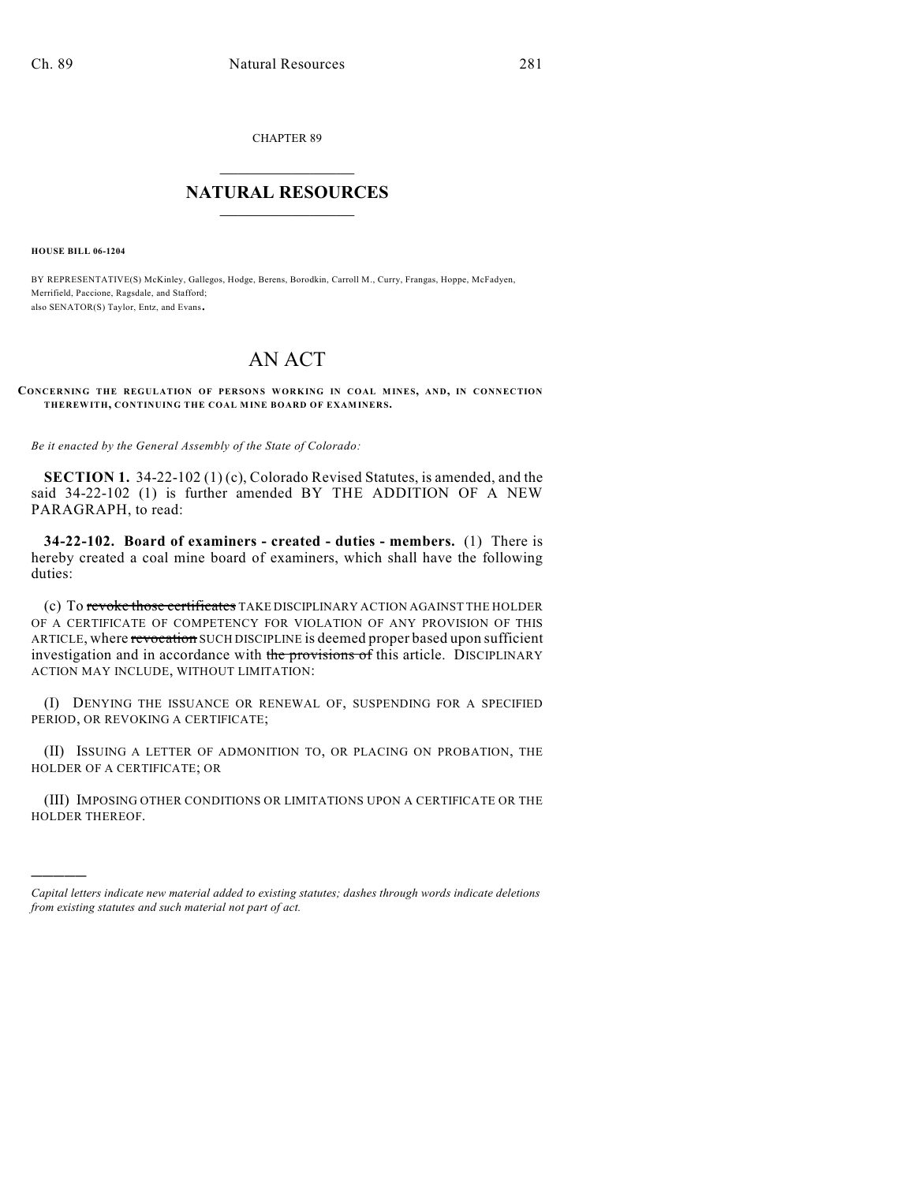CHAPTER 89

# NATURAL RESOURCES

**HOUSE BILL 06-1204**

BY REPRESENTATIVE(S) McKinley, Gallegos, Hodge, Berens, Borodkin, Carroll M., Curry, Frangas, Hoppe, McFadyen, Merrifield, Paccione, Ragsdale, and Stafford;
also SENATOR(S) Taylor, Entz, and Evans.

# AN ACT

**CONCERNING THE REGULATION OF PERSONS WORKING IN COAL MINES, AND, IN CONNECTION THEREWITH, CONTINUING THE COAL MINE BOARD OF EXAMINERS.**

*Be it enacted by the General Assembly of the State of Colorado:*

**SECTION 1.** 34-22-102 (1) (c), Colorado Revised Statutes, is amended, and the said 34-22-102 (1) is further amended BY THE ADDITION OF A NEW PARAGRAPH, to read:

**34-22-102. Board of examiners - created - duties - members.** (1) There is hereby created a coal mine board of examiners, which shall have the following duties:

(c) To ~~revoke those certificates~~ TAKE DISCIPLINARY ACTION AGAINST THE HOLDER OF A CERTIFICATE OF COMPETENCY FOR VIOLATION OF ANY PROVISION OF THIS ARTICLE, where ~~revocation~~ SUCH DISCIPLINE is deemed proper based upon sufficient investigation and in accordance with ~~the provisions of~~ this article. DISCIPLINARY ACTION MAY INCLUDE, WITHOUT LIMITATION:

(I) DENYING THE ISSUANCE OR RENEWAL OF, SUSPENDING FOR A SPECIFIED PERIOD, OR REVOKING A CERTIFICATE;

(II) ISSUING A LETTER OF ADMONITION TO, OR PLACING ON PROBATION, THE HOLDER OF A CERTIFICATE; OR

(III) IMPOSING OTHER CONDITIONS OR LIMITATIONS UPON A CERTIFICATE OR THE HOLDER THEREOF.

---

*Capital letters indicate new material added to existing statutes; dashes through words indicate deletions from existing statutes and such material not part of act.*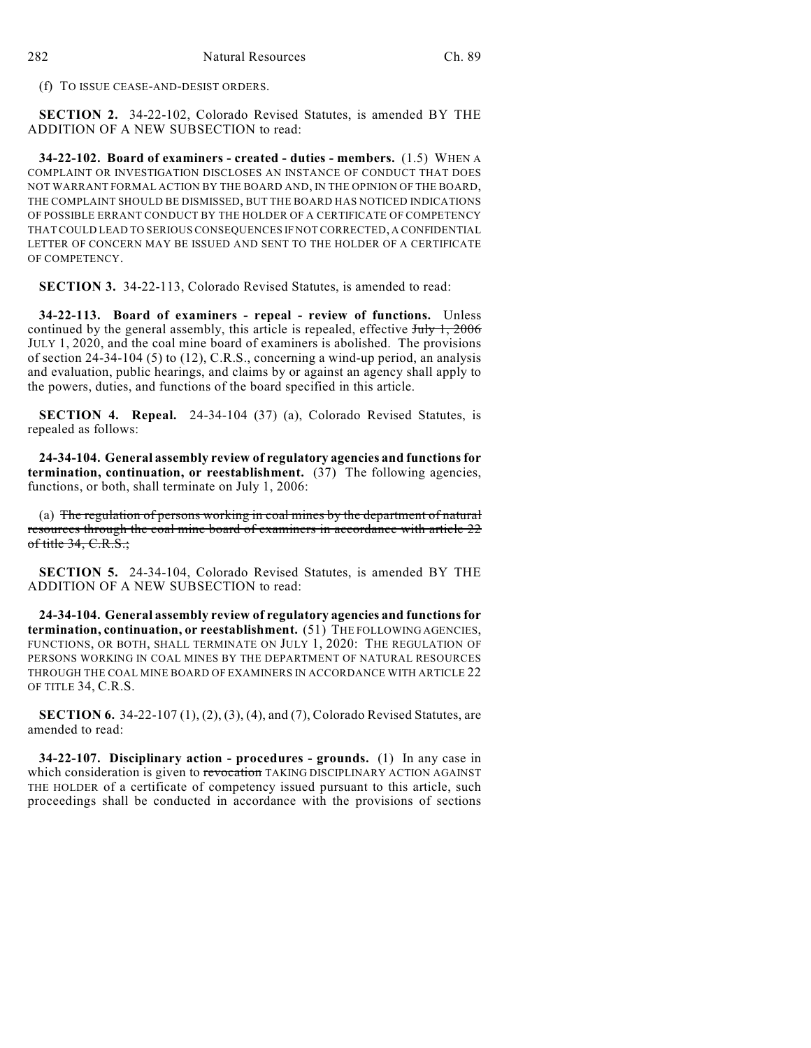(f) TO ISSUE CEASE-AND-DESIST ORDERS.

**SECTION 2.** 34-22-102, Colorado Revised Statutes, is amended BY THE ADDITION OF A NEW SUBSECTION to read:

**34-22-102. Board of examiners - created - duties - members.** (1.5) WHEN A COMPLAINT OR INVESTIGATION DISCLOSES AN INSTANCE OF CONDUCT THAT DOES NOT WARRANT FORMAL ACTION BY THE BOARD AND, IN THE OPINION OF THE BOARD, THE COMPLAINT SHOULD BE DISMISSED, BUT THE BOARD HAS NOTICED INDICATIONS OF POSSIBLE ERRANT CONDUCT BY THE HOLDER OF A CERTIFICATE OF COMPETENCY THAT COULD LEAD TO SERIOUS CONSEQUENCES IF NOT CORRECTED, A CONFIDENTIAL LETTER OF CONCERN MAY BE ISSUED AND SENT TO THE HOLDER OF A CERTIFICATE OF COMPETENCY.

**SECTION 3.** 34-22-113, Colorado Revised Statutes, is amended to read:

**34-22-113. Board of examiners - repeal - review of functions.** Unless continued by the general assembly, this article is repealed, effective ~~July 1, 2006~~ JULY 1, 2020, and the coal mine board of examiners is abolished. The provisions of section 24-34-104 (5) to (12), C.R.S., concerning a wind-up period, an analysis and evaluation, public hearings, and claims by or against an agency shall apply to the powers, duties, and functions of the board specified in this article.

**SECTION 4. Repeal.** 24-34-104 (37) (a), Colorado Revised Statutes, is repealed as follows:

**24-34-104. General assembly review of regulatory agencies and functions for termination, continuation, or reestablishment.** (37) The following agencies, functions, or both, shall terminate on July 1, 2006:

(a) ~~The regulation of persons working in coal mines by the department of natural resources through the coal mine board of examiners in accordance with article 22 of title 34, C.R.S.;~~

**SECTION 5.** 24-34-104, Colorado Revised Statutes, is amended BY THE ADDITION OF A NEW SUBSECTION to read:

**24-34-104. General assembly review of regulatory agencies and functions for termination, continuation, or reestablishment.** (51) THE FOLLOWING AGENCIES, FUNCTIONS, OR BOTH, SHALL TERMINATE ON JULY 1, 2020: THE REGULATION OF PERSONS WORKING IN COAL MINES BY THE DEPARTMENT OF NATURAL RESOURCES THROUGH THE COAL MINE BOARD OF EXAMINERS IN ACCORDANCE WITH ARTICLE 22 OF TITLE 34, C.R.S.

**SECTION 6.** 34-22-107 (1), (2), (3), (4), and (7), Colorado Revised Statutes, are amended to read:

**34-22-107. Disciplinary action - procedures - grounds.** (1) In any case in which consideration is given to ~~revocation~~ TAKING DISCIPLINARY ACTION AGAINST THE HOLDER of a certificate of competency issued pursuant to this article, such proceedings shall be conducted in accordance with the provisions of sections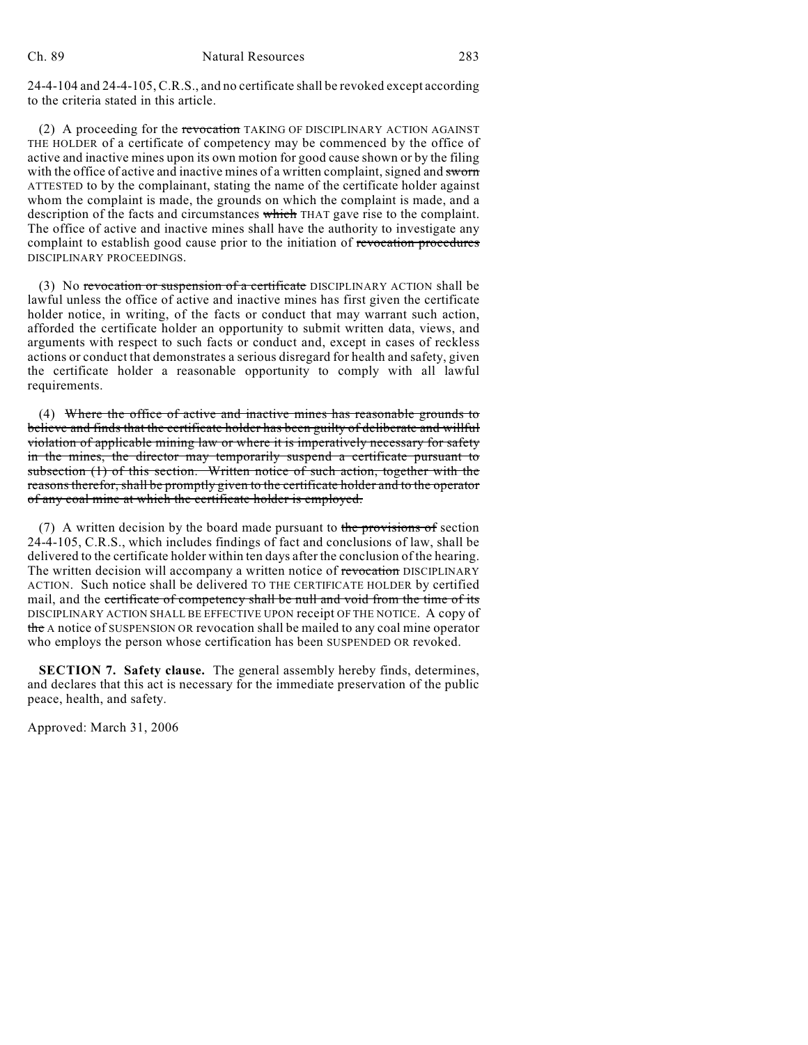24-4-104 and 24-4-105, C.R.S., and no certificate shall be revoked except according to the criteria stated in this article.

(2) A proceeding for the ~~revocation~~ TAKING OF DISCIPLINARY ACTION AGAINST THE HOLDER of a certificate of competency may be commenced by the office of active and inactive mines upon its own motion for good cause shown or by the filing with the office of active and inactive mines of a written complaint, signed and ~~sworn~~ ATTESTED to by the complainant, stating the name of the certificate holder against whom the complaint is made, the grounds on which the complaint is made, and a description of the facts and circumstances ~~which~~ THAT gave rise to the complaint. The office of active and inactive mines shall have the authority to investigate any complaint to establish good cause prior to the initiation of ~~revocation procedures~~ DISCIPLINARY PROCEEDINGS.

(3) No ~~revocation or suspension of a certificate~~ DISCIPLINARY ACTION shall be lawful unless the office of active and inactive mines has first given the certificate holder notice, in writing, of the facts or conduct that may warrant such action, afforded the certificate holder an opportunity to submit written data, views, and arguments with respect to such facts or conduct and, except in cases of reckless actions or conduct that demonstrates a serious disregard for health and safety, given the certificate holder a reasonable opportunity to comply with all lawful requirements.

(4) ~~Where the office of active and inactive mines has reasonable grounds to believe and finds that the certificate holder has been guilty of deliberate and willful violation of applicable mining law or where it is imperatively necessary for safety in the mines, the director may temporarily suspend a certificate pursuant to subsection (1) of this section. Written notice of such action, together with the reasons therefor, shall be promptly given to the certificate holder and to the operator of any coal mine at which the certificate holder is employed.~~

(7) A written decision by the board made pursuant to ~~the provisions of~~ section 24-4-105, C.R.S., which includes findings of fact and conclusions of law, shall be delivered to the certificate holder within ten days after the conclusion of the hearing. The written decision will accompany a written notice of ~~revocation~~ DISCIPLINARY ACTION. Such notice shall be delivered TO THE CERTIFICATE HOLDER by certified mail, and the ~~certificate of competency shall be null and void from the time of its~~ DISCIPLINARY ACTION SHALL BE EFFECTIVE UPON receipt OF THE NOTICE. A copy of ~~the~~ A notice of SUSPENSION OR revocation shall be mailed to any coal mine operator who employs the person whose certification has been SUSPENDED OR revoked.

**SECTION 7. Safety clause.** The general assembly hereby finds, determines, and declares that this act is necessary for the immediate preservation of the public peace, health, and safety.

Approved: March 31, 2006